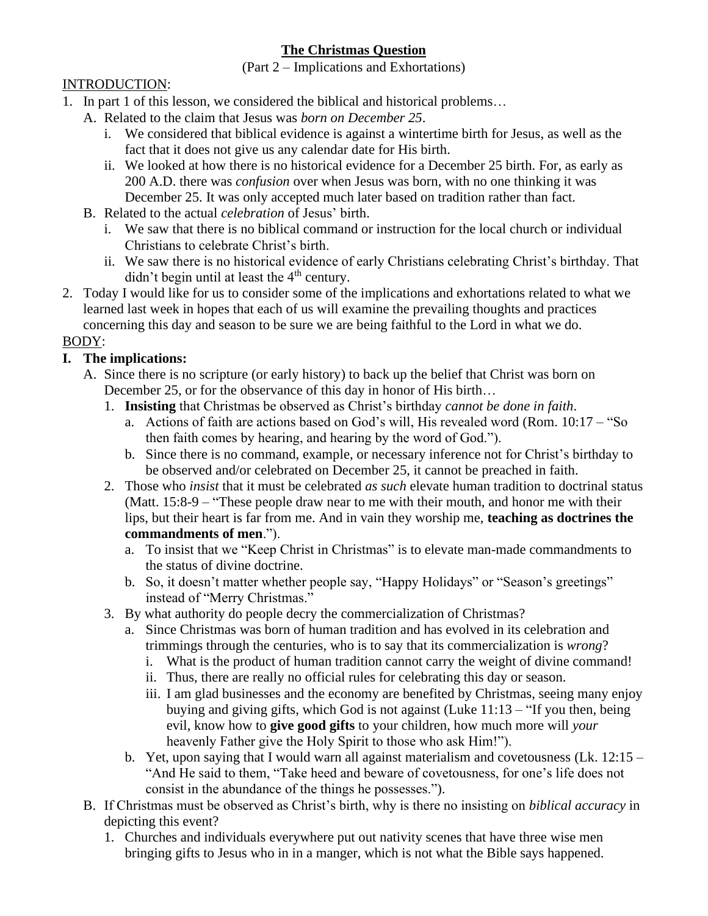# **The Christmas Question**

(Part 2 – Implications and Exhortations)

INTRODUCTION:

1. In part 1 of this lesson, we considered the biblical and historical problems…
   A. Related to the claim that Jesus was *born on December 25*.
      i. We considered that biblical evidence is against a wintertime birth for Jesus, as well as the fact that it does not give us any calendar date for His birth.
      ii. We looked at how there is no historical evidence for a December 25 birth. For, as early as 200 A.D. there was *confusion* over when Jesus was born, with no one thinking it was December 25. It was only accepted much later based on tradition rather than fact.
   B. Related to the actual *celebration* of Jesus' birth.
      i. We saw that there is no biblical command or instruction for the local church or individual Christians to celebrate Christ's birth.
      ii. We saw there is no historical evidence of early Christians celebrating Christ's birthday. That didn't begin until at least the 4th century.
2. Today I would like for us to consider some of the implications and exhortations related to what we learned last week in hopes that each of us will examine the prevailing thoughts and practices concerning this day and season to be sure we are being faithful to the Lord in what we do.

BODY:

**I. The implications:**

A. Since there is no scripture (or early history) to back up the belief that Christ was born on December 25, or for the observance of this day in honor of His birth…
   1. **Insisting** that Christmas be observed as Christ's birthday *cannot be done in faith*.
      a. Actions of faith are actions based on God's will, His revealed word (Rom. 10:17 – "So then faith comes by hearing, and hearing by the word of God.").
      b. Since there is no command, example, or necessary inference not for Christ's birthday to be observed and/or celebrated on December 25, it cannot be preached in faith.
   2. Those who *insist* that it must be celebrated *as such* elevate human tradition to doctrinal status (Matt. 15:8-9 – "These people draw near to me with their mouth, and honor me with their lips, but their heart is far from me. And in vain they worship me, **teaching as doctrines the commandments of men**.").
      a. To insist that we "Keep Christ in Christmas" is to elevate man-made commandments to the status of divine doctrine.
      b. So, it doesn't matter whether people say, "Happy Holidays" or "Season's greetings" instead of "Merry Christmas."
   3. By what authority do people decry the commercialization of Christmas?
      a. Since Christmas was born of human tradition and has evolved in its celebration and trimmings through the centuries, who is to say that its commercialization is *wrong*?
         i. What is the product of human tradition cannot carry the weight of divine command!
         ii. Thus, there are really no official rules for celebrating this day or season.
         iii. I am glad businesses and the economy are benefited by Christmas, seeing many enjoy buying and giving gifts, which God is not against (Luke 11:13 – "If you then, being evil, know how to **give good gifts** to your children, how much more will *your* heavenly Father give the Holy Spirit to those who ask Him!").
      b. Yet, upon saying that I would warn all against materialism and covetousness (Lk. 12:15 – "And He said to them, "Take heed and beware of covetousness, for one's life does not consist in the abundance of the things he possesses.").

B. If Christmas must be observed as Christ's birth, why is there no insisting on *biblical accuracy* in depicting this event?
   1. Churches and individuals everywhere put out nativity scenes that have three wise men bringing gifts to Jesus who in in a manger, which is not what the Bible says happened.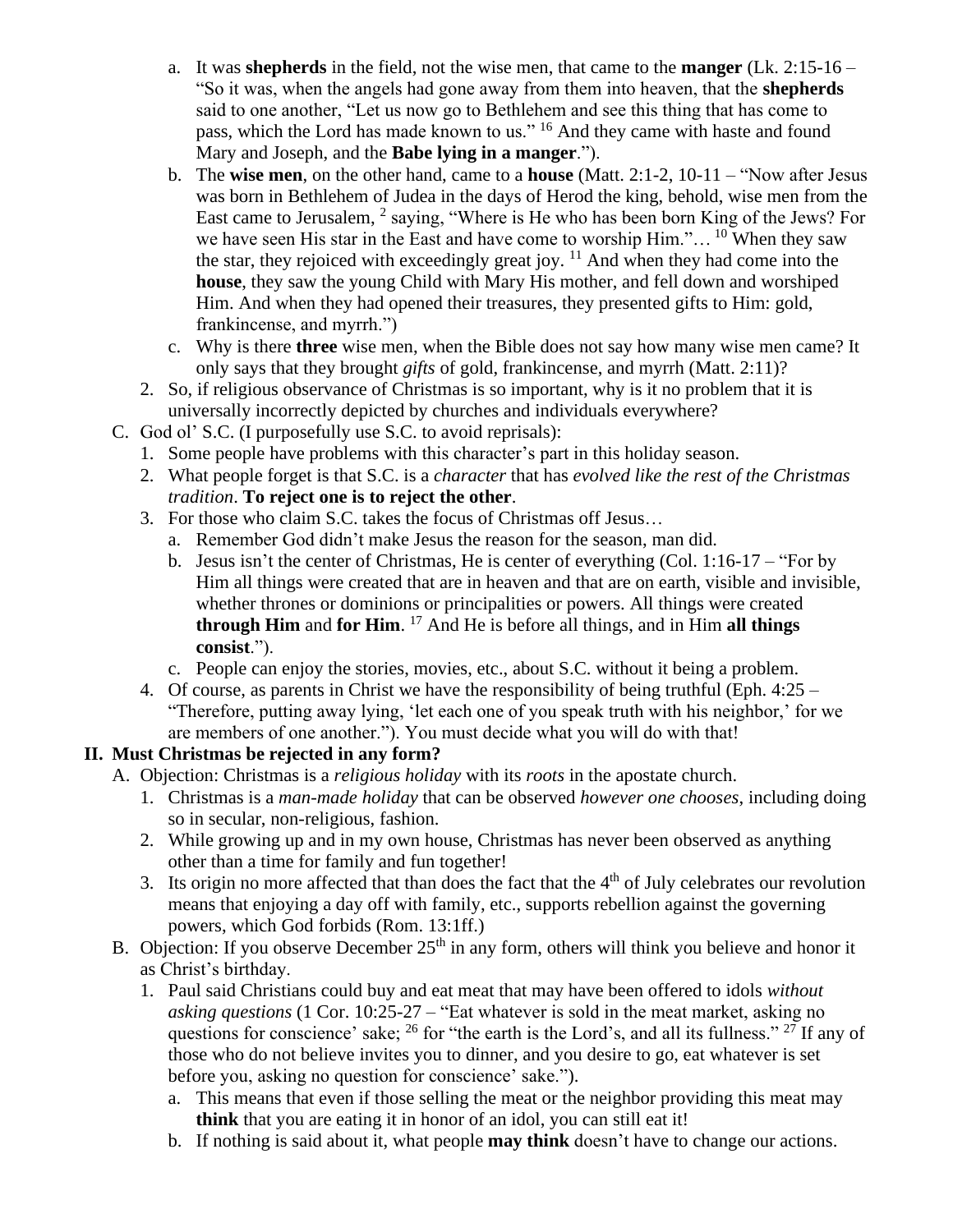a. It was **shepherds** in the field, not the wise men, that came to the **manger** (Lk. 2:15-16 – “So it was, when the angels had gone away from them into heaven, that the **shepherds** said to one another, “Let us now go to Bethlehem and see this thing that has come to pass, which the Lord has made known to us.” [16] And they came with haste and found Mary and Joseph, and the **Babe lying in a manger**.”).
   b. The **wise men**, on the other hand, came to a **house** (Matt. 2:1-2, 10-11 – “Now after Jesus was born in Bethlehem of Judea in the days of Herod the king, behold, wise men from the East came to Jerusalem, [2] saying, “Where is He who has been born King of the Jews? For we have seen His star in the East and have come to worship Him.”… [10] When they saw the star, they rejoiced with exceedingly great joy. [11] And when they had come into the **house**, they saw the young Child with Mary His mother, and fell down and worshiped Him. And when they had opened their treasures, they presented gifts to Him: gold, frankincense, and myrrh.”)
   c. Why is there **three** wise men, when the Bible does not say how many wise men came? It only says that they brought *gifts* of gold, frankincense, and myrrh (Matt. 2:11)?
2. So, if religious observance of Christmas is so important, why is it no problem that it is universally incorrectly depicted by churches and individuals everywhere?

C. God ol’ S.C. (I purposefully use S.C. to avoid reprisals):
   1. Some people have problems with this character’s part in this holiday season.
   2. What people forget is that S.C. is a *character* that has *evolved like the rest of the Christmas tradition*. **To reject one is to reject the other**.
   3. For those who claim S.C. takes the focus of Christmas off Jesus…
      a. Remember God didn’t make Jesus the reason for the season, man did.
      b. Jesus isn’t the center of Christmas, He is center of everything (Col. 1:16-17 – “For by Him all things were created that are in heaven and that are on earth, visible and invisible, whether thrones or dominions or principalities or powers. All things were created **through Him** and **for Him**. [17] And He is before all things, and in Him **all things consist**.”).
      c. People can enjoy the stories, movies, etc., about S.C. without it being a problem.
   4. Of course, as parents in Christ we have the responsibility of being truthful (Eph. 4:25 – “Therefore, putting away lying, ‘let each one of you speak truth with his neighbor,’ for we are members of one another.”). You must decide what you will do with that!

## II. Must Christmas be rejected in any form?

A. Objection: Christmas is a *religious holiday* with its *roots* in the apostate church.
   1. Christmas is a *man-made holiday* that can be observed *however one chooses*, including doing so in secular, non-religious, fashion.
   2. While growing up and in my own house, Christmas has never been observed as anything other than a time for family and fun together!
   3. Its origin no more affected that than does the fact that the 4th of July celebrates our revolution means that enjoying a day off with family, etc., supports rebellion against the governing powers, which God forbids (Rom. 13:1ff.)

B. Objection: If you observe December 25th in any form, others will think you believe and honor it as Christ’s birthday.
   1. Paul said Christians could buy and eat meat that may have been offered to idols *without asking questions* (1 Cor. 10:25-27 – “Eat whatever is sold in the meat market, asking no questions for conscience’ sake; [26] for “the earth is the Lord’s, and all its fullness.” [27] If any of those who do not believe invites you to dinner, and you desire to go, eat whatever is set before you, asking no question for conscience’ sake.”).
      a. This means that even if those selling the meat or the neighbor providing this meat may **think** that you are eating it in honor of an idol, you can still eat it!
      b. If nothing is said about it, what people **may think** doesn’t have to change our actions.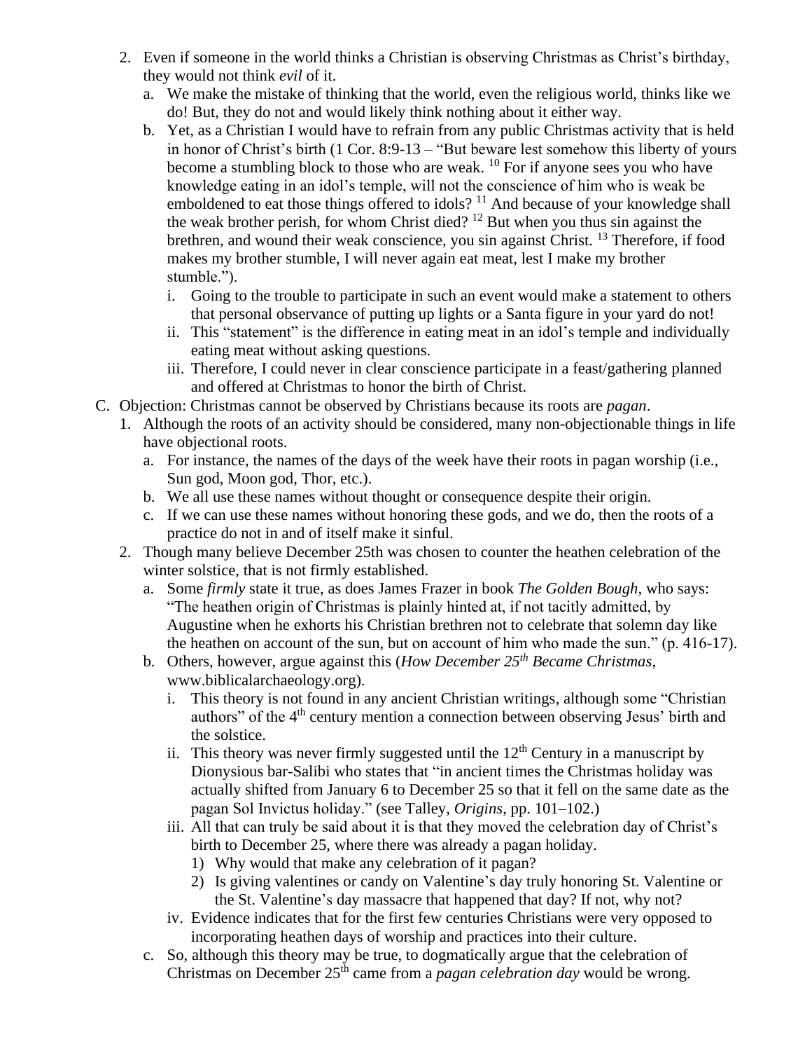2. Even if someone in the world thinks a Christian is observing Christmas as Christ's birthday, they would not think *evil* of it.
   a. We make the mistake of thinking that the world, even the religious world, thinks like we do! But, they do not and would likely think nothing about it either way.
   b. Yet, as a Christian I would have to refrain from any public Christmas activity that is held in honor of Christ's birth (1 Cor. 8:9-13 – "But beware lest somehow this liberty of yours become a stumbling block to those who are weak. [10] For if anyone sees you who have knowledge eating in an idol's temple, will not the conscience of him who is weak be emboldened to eat those things offered to idols? [11] And because of your knowledge shall the weak brother perish, for whom Christ died? [12] But when you thus sin against the brethren, and wound their weak conscience, you sin against Christ. [13] Therefore, if food makes my brother stumble, I will never again eat meat, lest I make my brother stumble.").
      i. Going to the trouble to participate in such an event would make a statement to others that personal observance of putting up lights or a Santa figure in your yard do not!
      ii. This "statement" is the difference in eating meat in an idol's temple and individually eating meat without asking questions.
      iii. Therefore, I could never in clear conscience participate in a feast/gathering planned and offered at Christmas to honor the birth of Christ.

C. Objection: Christmas cannot be observed by Christians because its roots are *pagan*.
   1. Although the roots of an activity should be considered, many non-objectionable things in life have objectional roots.
      a. For instance, the names of the days of the week have their roots in pagan worship (i.e., Sun god, Moon god, Thor, etc.).
      b. We all use these names without thought or consequence despite their origin.
      c. If we can use these names without honoring these gods, and we do, then the roots of a practice do not in and of itself make it sinful.
   2. Though many believe December 25th was chosen to counter the heathen celebration of the winter solstice, that is not firmly established.
      a. Some *firmly* state it true, as does James Frazer in book *The Golden Bough*, who says: "The heathen origin of Christmas is plainly hinted at, if not tacitly admitted, by Augustine when he exhorts his Christian brethren not to celebrate that solemn day like the heathen on account of the sun, but on account of him who made the sun." (p. 416-17).
      b. Others, however, argue against this (*How December 25th Became Christmas*, www.biblicalarchaeology.org).
         i. This theory is not found in any ancient Christian writings, although some "Christian authors" of the 4th century mention a connection between observing Jesus' birth and the solstice.
         ii. This theory was never firmly suggested until the 12th Century in a manuscript by Dionysious bar-Salibi who states that "in ancient times the Christmas holiday was actually shifted from January 6 to December 25 so that it fell on the same date as the pagan Sol Invictus holiday." (see Talley, *Origins*, pp. 101–102.)
         iii. All that can truly be said about it is that they moved the celebration day of Christ's birth to December 25, where there was already a pagan holiday.
            1) Why would that make any celebration of it pagan?
            2) Is giving valentines or candy on Valentine's day truly honoring St. Valentine or the St. Valentine's day massacre that happened that day? If not, why not?
         iv. Evidence indicates that for the first few centuries Christians were very opposed to incorporating heathen days of worship and practices into their culture.
      c. So, although this theory may be true, to dogmatically argue that the celebration of Christmas on December 25th came from a *pagan celebration day* would be wrong.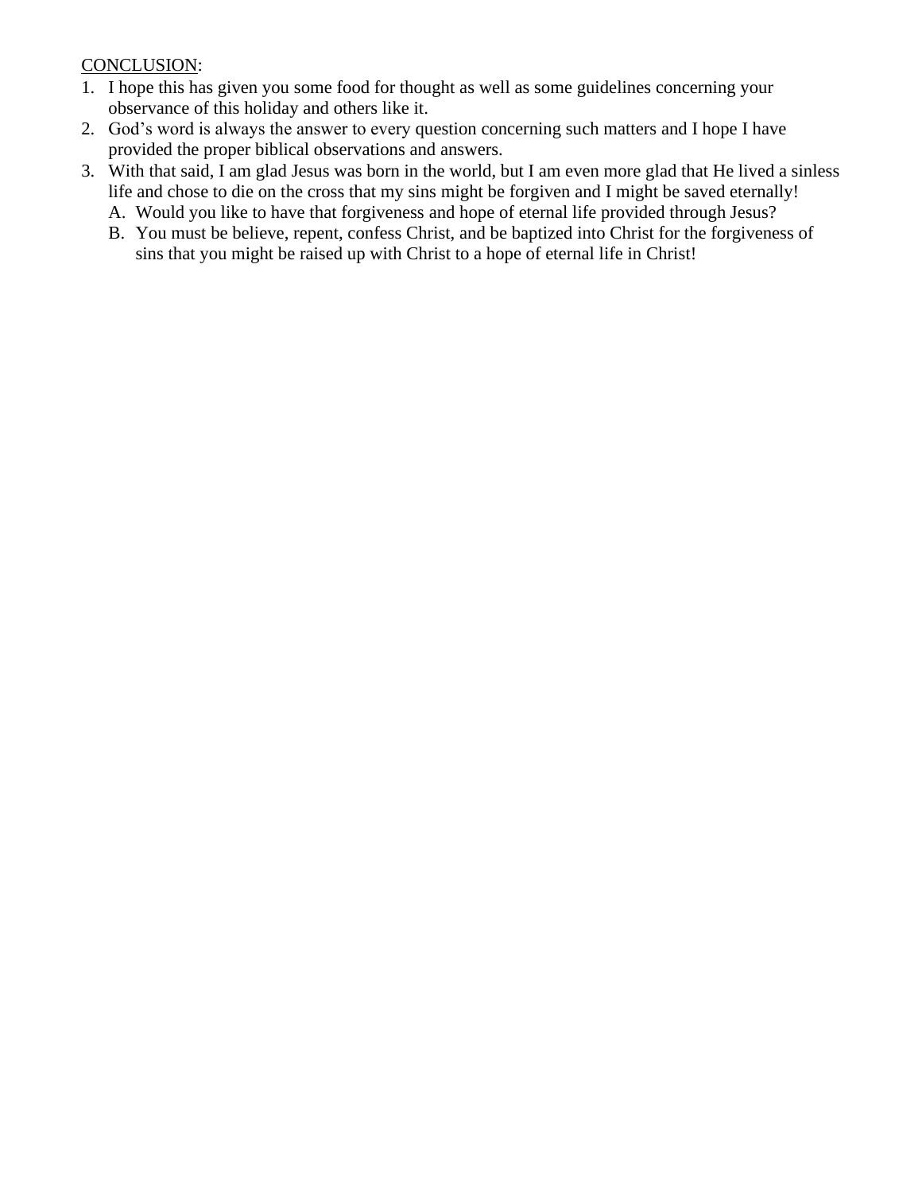<u>CONCLUSION</u>:

1. I hope this has given you some food for thought as well as some guidelines concerning your observance of this holiday and others like it.
2. God's word is always the answer to every question concerning such matters and I hope I have provided the proper biblical observations and answers.
3. With that said, I am glad Jesus was born in the world, but I am even more glad that He lived a sinless life and chose to die on the cross that my sins might be forgiven and I might be saved eternally!
   A. Would you like to have that forgiveness and hope of eternal life provided through Jesus?
   B. You must be believe, repent, confess Christ, and be baptized into Christ for the forgiveness of sins that you might be raised up with Christ to a hope of eternal life in Christ!